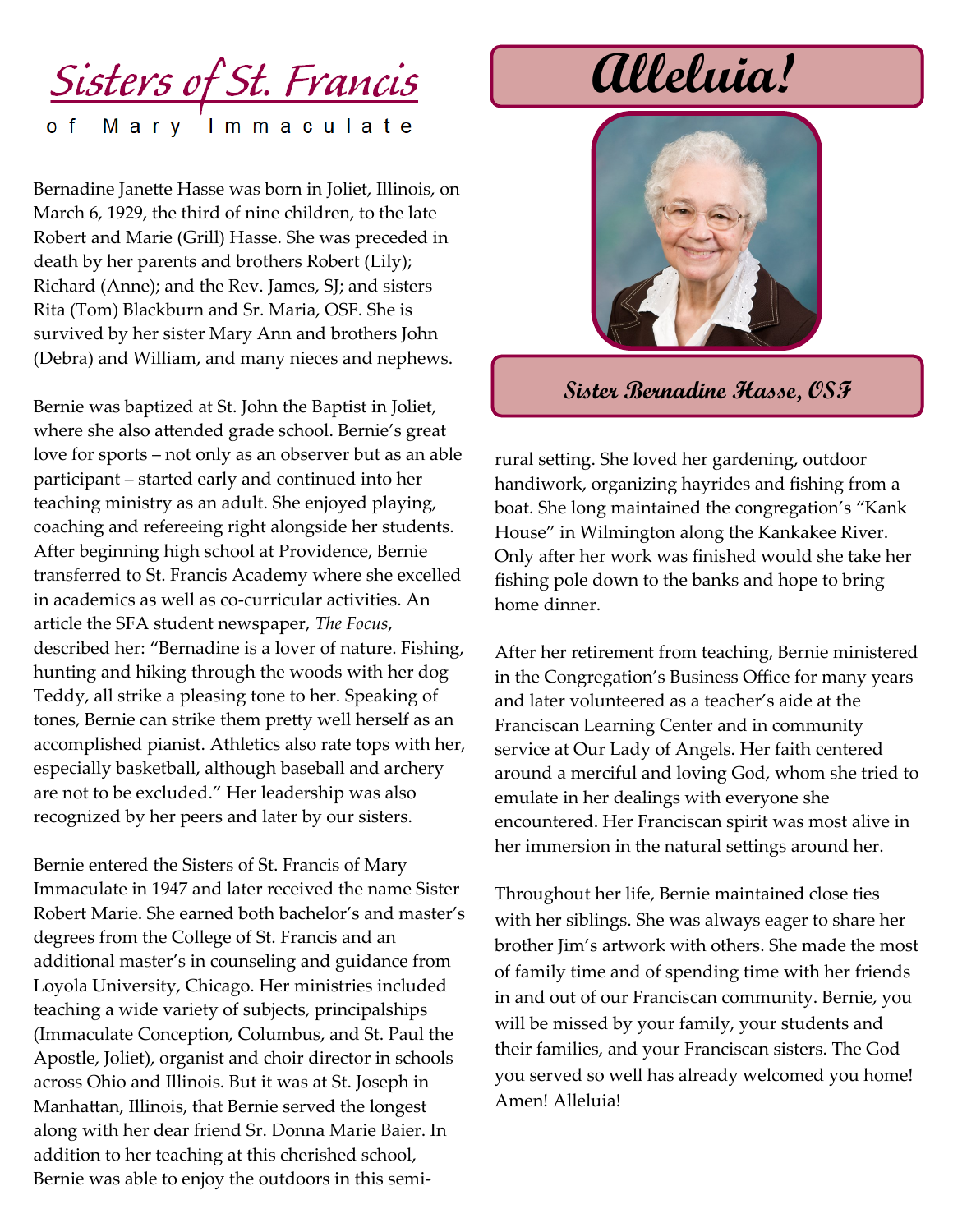# Sisters of St. Francis

of Mary Immaculate

# Alleluia!

**Sister Bernadine Hasse, OSF**

Bernadine Janette Hasse was born in Joliet, Illinois, on March 6, 1929, the third of nine children, to the late Robert and Marie (Grill) Hasse. She was preceded in death by her parents and brothers Robert (Lily); Richard (Anne); and the Rev. James, SJ; and sisters Rita (Tom) Blackburn and Sr. Maria, OSF. She is survived by her sister Mary Ann and brothers John (Debra) and William, and many nieces and nephews.

Bernie was baptized at St. John the Baptist in Joliet, where she also attended grade school. Bernie's great love for sports – not only as an observer but as an able participant – started early and continued into her teaching ministry as an adult. She enjoyed playing, coaching and refereeing right alongside her students. After beginning high school at Providence, Bernie transferred to St. Francis Academy where she excelled in academics as well as co-curricular activities. An article the SFA student newspaper, *The Focus*, described her: "Bernadine is a lover of nature. Fishing, hunting and hiking through the woods with her dog Teddy, all strike a pleasing tone to her. Speaking of tones, Bernie can strike them pretty well herself as an accomplished pianist. Athletics also rate tops with her, especially basketball, although baseball and archery are not to be excluded." Her leadership was also recognized by her peers and later by our sisters.

Bernie entered the Sisters of St. Francis of Mary Immaculate in 1947 and later received the name Sister Robert Marie. She earned both bachelor's and master's degrees from the College of St. Francis and an additional master's in counseling and guidance from Loyola University, Chicago. Her ministries included teaching a wide variety of subjects, principalships (Immaculate Conception, Columbus, and St. Paul the Apostle, Joliet), organist and choir director in schools across Ohio and Illinois. But it was at St. Joseph in Manhattan, Illinois, that Bernie served the longest along with her dear friend Sr. Donna Marie Baier. In addition to her teaching at this cherished school, Bernie was able to enjoy the outdoors in this semi-rural setting. She loved her gardening, outdoor handiwork, organizing hayrides and fishing from a boat. She long maintained the congregation's "Kank House" in Wilmington along the Kankakee River. Only after her work was finished would she take her fishing pole down to the banks and hope to bring home dinner.

After her retirement from teaching, Bernie ministered in the Congregation's Business Office for many years and later volunteered as a teacher's aide at the Franciscan Learning Center and in community service at Our Lady of Angels. Her faith centered around a merciful and loving God, whom she tried to emulate in her dealings with everyone she encountered. Her Franciscan spirit was most alive in her immersion in the natural settings around her.

Throughout her life, Bernie maintained close ties with her siblings. She was always eager to share her brother Jim's artwork with others. She made the most of family time and of spending time with her friends in and out of our Franciscan community. Bernie, you will be missed by your family, your students and their families, and your Franciscan sisters. The God you served so well has already welcomed you home! Amen! Alleluia!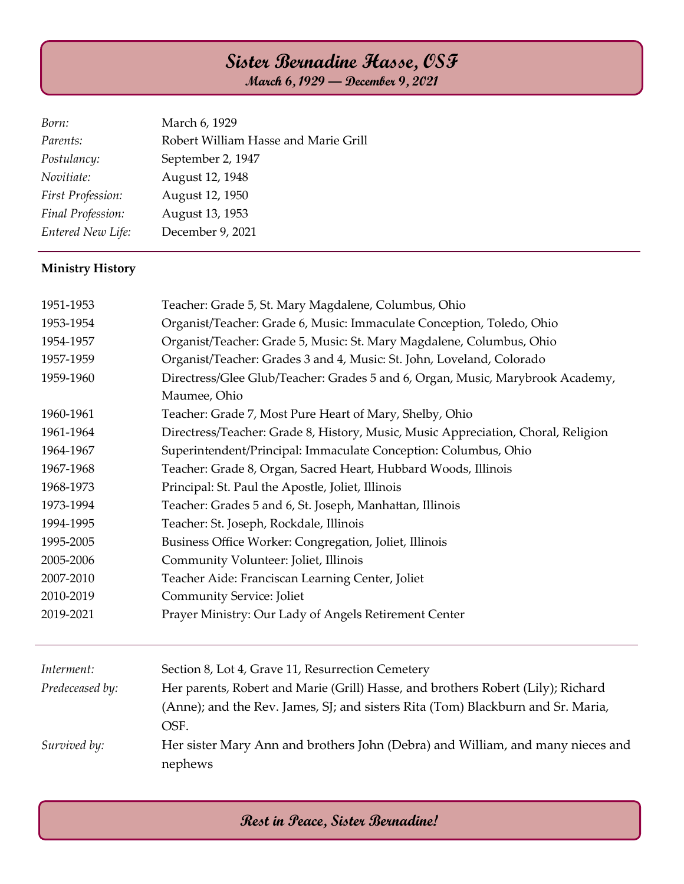# Sister Bernadine Hasse, OSF

**March 6, 1929 — December 9, 2021**

| | |
|---|---|
| *Born:* | March 6, 1929 |
| *Parents:* | Robert William Hasse and Marie Grill |
| *Postulancy:* | September 2, 1947 |
| *Novitiate:* | August 12, 1948 |
| *First Profession:* | August 12, 1950 |
| *Final Profession:* | August 13, 1953 |
| *Entered New Life:* | December 9, 2021 |

## Ministry History

| | |
|---|---|
| 1951-1953 | Teacher: Grade 5, St. Mary Magdalene, Columbus, Ohio |
| 1953-1954 | Organist/Teacher: Grade 6, Music: Immaculate Conception, Toledo, Ohio |
| 1954-1957 | Organist/Teacher: Grade 5, Music: St. Mary Magdalene, Columbus, Ohio |
| 1957-1959 | Organist/Teacher: Grades 3 and 4, Music: St. John, Loveland, Colorado |
| 1959-1960 | Directress/Glee Club/Teacher: Grades 5 and 6, Organ, Music, Marybrook Academy, Maumee, Ohio |
| 1960-1961 | Teacher: Grade 7, Most Pure Heart of Mary, Shelby, Ohio |
| 1961-1964 | Directress/Teacher: Grade 8, History, Music, Music Appreciation, Choral, Religion |
| 1964-1967 | Superintendent/Principal: Immaculate Conception: Columbus, Ohio |
| 1967-1968 | Teacher: Grade 8, Organ, Sacred Heart, Hubbard Woods, Illinois |
| 1968-1973 | Principal: St. Paul the Apostle, Joliet, Illinois |
| 1973-1994 | Teacher: Grades 5 and 6, St. Joseph, Manhattan, Illinois |
| 1994-1995 | Teacher: St. Joseph, Rockdale, Illinois |
| 1995-2005 | Business Office Worker: Congregation, Joliet, Illinois |
| 2005-2006 | Community Volunteer: Joliet, Illinois |
| 2007-2010 | Teacher Aide: Franciscan Learning Center, Joliet |
| 2010-2019 | Community Service: Joliet |
| 2019-2021 | Prayer Ministry: Our Lady of Angels Retirement Center |

| | |
|---|---|
| *Interment:* | Section 8, Lot 4, Grave 11, Resurrection Cemetery |
| *Predeceased by:* | Her parents, Robert and Marie (Grill) Hasse, and brothers Robert (Lily); Richard (Anne); and the Rev. James, SJ; and sisters Rita (Tom) Blackburn and Sr. Maria, OSF. |
| *Survived by:* | Her sister Mary Ann and brothers John (Debra) and William, and many nieces and nephews |

**Rest in Peace, Sister Bernadine!**